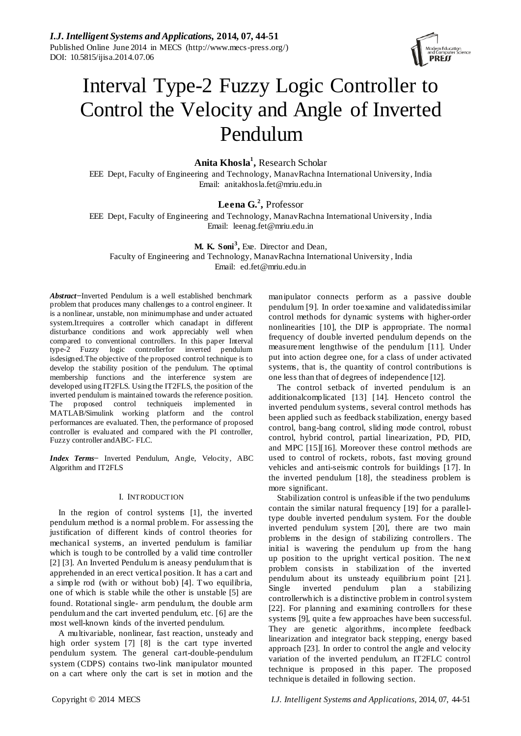# Interval Type-2 Fuzzy Logic Controller to Control the Velocity and Angle of Inverted Pendulum

**Anita Khosla[1],** Research Scholar
EEE Dept, Faculty of Engineering and Technology, ManavRachna International University, India
Email: anitakhosla.fet@mriu.edu.in

**Leena G.[2],** Professor
EEE Dept, Faculty of Engineering and Technology, ManavRachna International University, India
Email: leenag.fet@mriu.edu.in

**M. K. Soni[3],** Exe. Director and Dean,
Faculty of Engineering and Technology, ManavRachna International University, India
Email: ed.fet@mriu.edu.in

***Abstract*−**Inverted Pendulum is a well established benchmark problem that produces many challenges to a control engineer. It is a nonlinear, unstable, non minimumphase and under actuated system.Itrequires a controller which canadapt in different disturbance conditions and work appreciably well when compared to conventional controllers. In this paper Interval type-2 Fuzzy logic controllerfor inverted pendulum isdesigned.The objective of the proposed control technique is to develop the stability position of the pendulum. The optimal membership functions and the interference system are developed using IT2FLS. Using the IT2FLS, the position of the inverted pendulum is maintained towards the reference position. The proposed control techniqueis implemented in MATLAB/Simulink working platform and the control performances are evaluated. Then, the performance of proposed controller is evaluated and compared with the PI controller, Fuzzy controller andABC- FLC.

***Index Terms*−** Inverted Pendulum, Angle, Velocity, ABC Algorithm and IT2FLS

## I. INTRODUCTION

In the region of control systems [1], the inverted pendulum method is a normal problem. For assessing the justification of different kinds of control theories for mechanical systems, an inverted pendulum is familiar which is tough to be controlled by a valid time controller [2] [3]. An Inverted Pendulum is aneasy pendulum that is apprehended in an erect vertical position. It has a cart and a simple rod (with or without bob) [4]. Two equilibria, one of which is stable while the other is unstable [5] are found. Rotational single- arm pendulum, the double arm pendulum and the cart inverted pendulum, etc. [6] are the most well-known kinds of the inverted pendulum.

A multivariable, nonlinear, fast reaction, unsteady and high order system [7] [8] is the cart type inverted pendulum system. The general cart-double-pendulum system (CDPS) contains two-link manipulator mounted on a cart where only the cart is set in motion and the manipulator connects perform as a passive double pendulum [9]. In order toexamine and validatedissimilar control methods for dynamic systems with higher-order nonlinearities [10], the DIP is appropriate. The normal frequency of double inverted pendulum depends on the measurement lengthwise of the pendulum [11]. Under put into action degree one, for a class of under activated systems, that is, the quantity of control contributions is one less than that of degrees of independence [12].

The control setback of inverted pendulum is an additionalcomplicated [13] [14]. Henceto control the inverted pendulum systems, several control methods has been applied such as feedback stabilization, energy based control, bang-bang control, sliding mode control, robust control, hybrid control, partial linearization, PD, PID, and MPC [15][16]. Moreover these control methods are used to control of rockets, robots, fast moving ground vehicles and anti-seismic controls for buildings [17]. In the inverted pendulum [18], the steadiness problem is more significant.

Stabilization control is unfeasible if the two pendulums contain the similar natural frequency [19] for a parallel-type double inverted pendulum system. For the double inverted pendulum system [20], there are two main problems in the design of stabilizing controllers. The initial is wavering the pendulum up from the hang up position to the upright vertical position. The next problem consists in stabilization of the inverted pendulum about its unsteady equilibrium point [21]. Single inverted pendulum plan a stabilizing controllerwhich is a distinctive problem in control system [22]. For planning and examining controllers for these systems [9], quite a few approaches have been successful. They are genetic algorithms, incomplete feedback linearization and integrator back stepping, energy based approach [23]. In order to control the angle and velocity variation of the inverted pendulum, an IT2FLC control technique is proposed in this paper. The proposed technique is detailed in following section.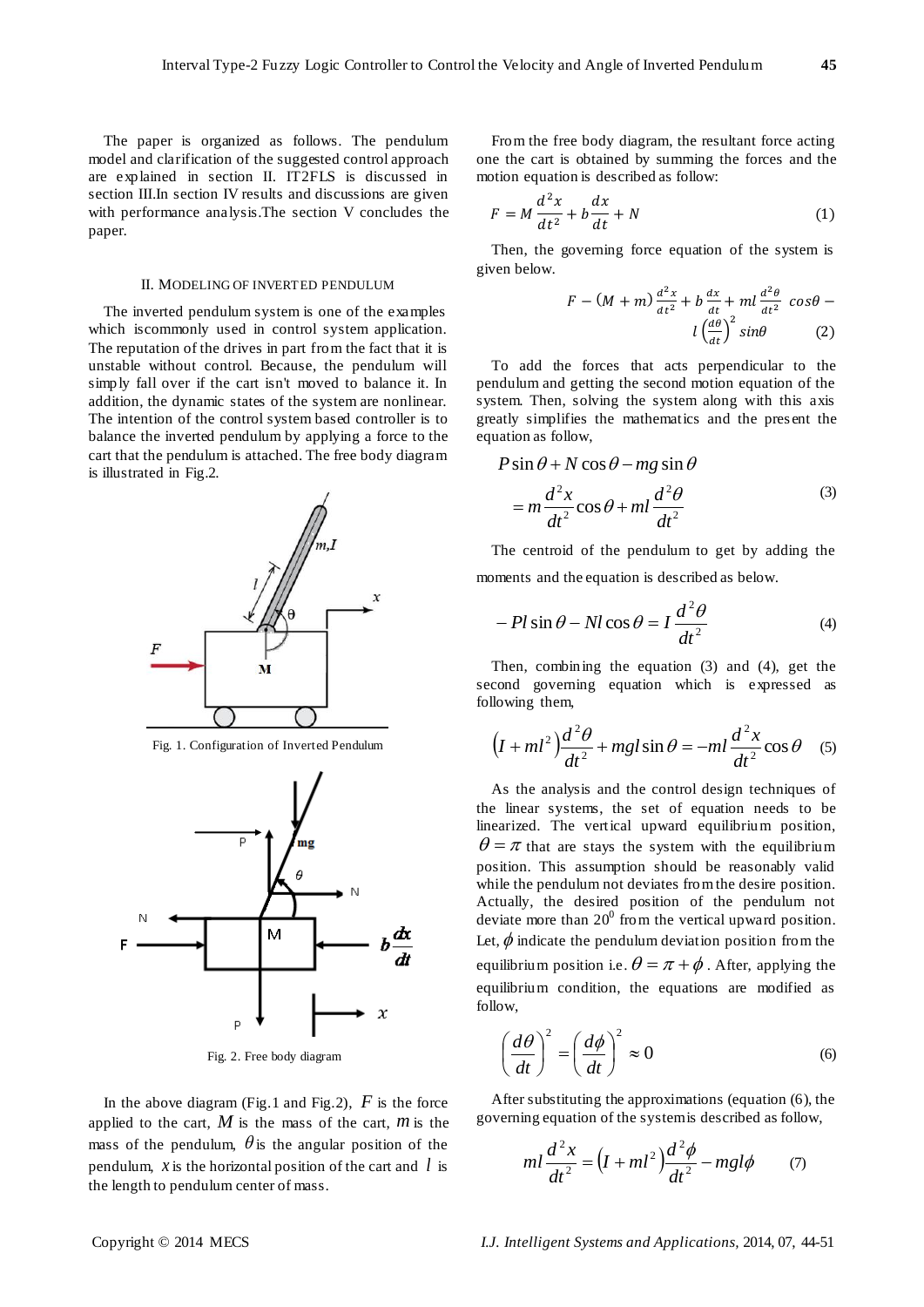The paper is organized as follows. The pendulum model and clarification of the suggested control approach are explained in section II. IT2FLS is discussed in section III.In section IV results and discussions are given with performance analysis.The section V concludes the paper.

## II. Modeling of Inverted Pendulum

The inverted pendulum system is one of the examples which iscommonly used in control system application. The reputation of the drives in part from the fact that it is unstable without control. Because, the pendulum will simply fall over if the cart isn't moved to balance it. In addition, the dynamic states of the system are nonlinear. The intention of the control system based controller is to balance the inverted pendulum by applying a force to the cart that the pendulum is attached. The free body diagram is illustrated in Fig.2.

Fig. 1. Configuration of Inverted Pendulum

Fig. 2. Free body diagram

In the above diagram (Fig.1 and Fig.2), $F$ is the force applied to the cart, $M$ is the mass of the cart, $m$ is the mass of the pendulum, $\theta$ is the angular position of the pendulum, $x$ is the horizontal position of the cart and $l$ is the length to pendulum center of mass.

From the free body diagram, the resultant force acting one the cart is obtained by summing the forces and the motion equation is described as follow:

$$F = M\frac{d^2x}{dt^2} + b\frac{dx}{dt} + N \tag{1}$$

Then, the governing force equation of the system is given below.

$$F - (M+m)\frac{d^2x}{dt^2} + b\frac{dx}{dt} + ml\frac{d^2\theta}{dt^2}\cos\theta - l\left(\frac{d\theta}{dt}\right)^2 \sin\theta \tag{2}$$

To add the forces that acts perpendicular to the pendulum and getting the second motion equation of the system. Then, solving the system along with this axis greatly simplifies the mathematics and the present the equation as follow,

$$P\sin\theta + N\cos\theta - mg\sin\theta = m\frac{d^2x}{dt^2}\cos\theta + ml\frac{d^2\theta}{dt^2} \tag{3}$$

The centroid of the pendulum to get by adding the moments and the equation is described as below.

$$-Pl\sin\theta - Nl\cos\theta = I\frac{d^2\theta}{dt^2} \tag{4}$$

Then, combining the equation (3) and (4), get the second governing equation which is expressed as following them,

$$\left(I + ml^2\right)\frac{d^2\theta}{dt^2} + mgl\sin\theta = -ml\frac{d^2x}{dt^2}\cos\theta \tag{5}$$

As the analysis and the control design techniques of the linear systems, the set of equation needs to be linearized. The vertical upward equilibrium position, $\theta = \pi$ that are stays the system with the equilibrium position. This assumption should be reasonably valid while the pendulum not deviates from the desire position. Actually, the desired position of the pendulum not deviate more than $20^0$ from the vertical upward position. Let, $\phi$ indicate the pendulum deviation position from the equilibrium position i.e. $\theta = \pi + \phi$. After, applying the equilibrium condition, the equations are modified as follow,

$$\left(\frac{d\theta}{dt}\right)^2 = \left(\frac{d\phi}{dt}\right)^2 \approx 0 \tag{6}$$

After substituting the approximations (equation (6), the governing equation of the system is described as follow,

$$ml\frac{d^2x}{dt^2} = \left(I + ml^2\right)\frac{d^2\phi}{dt^2} - mgl\phi \tag{7}$$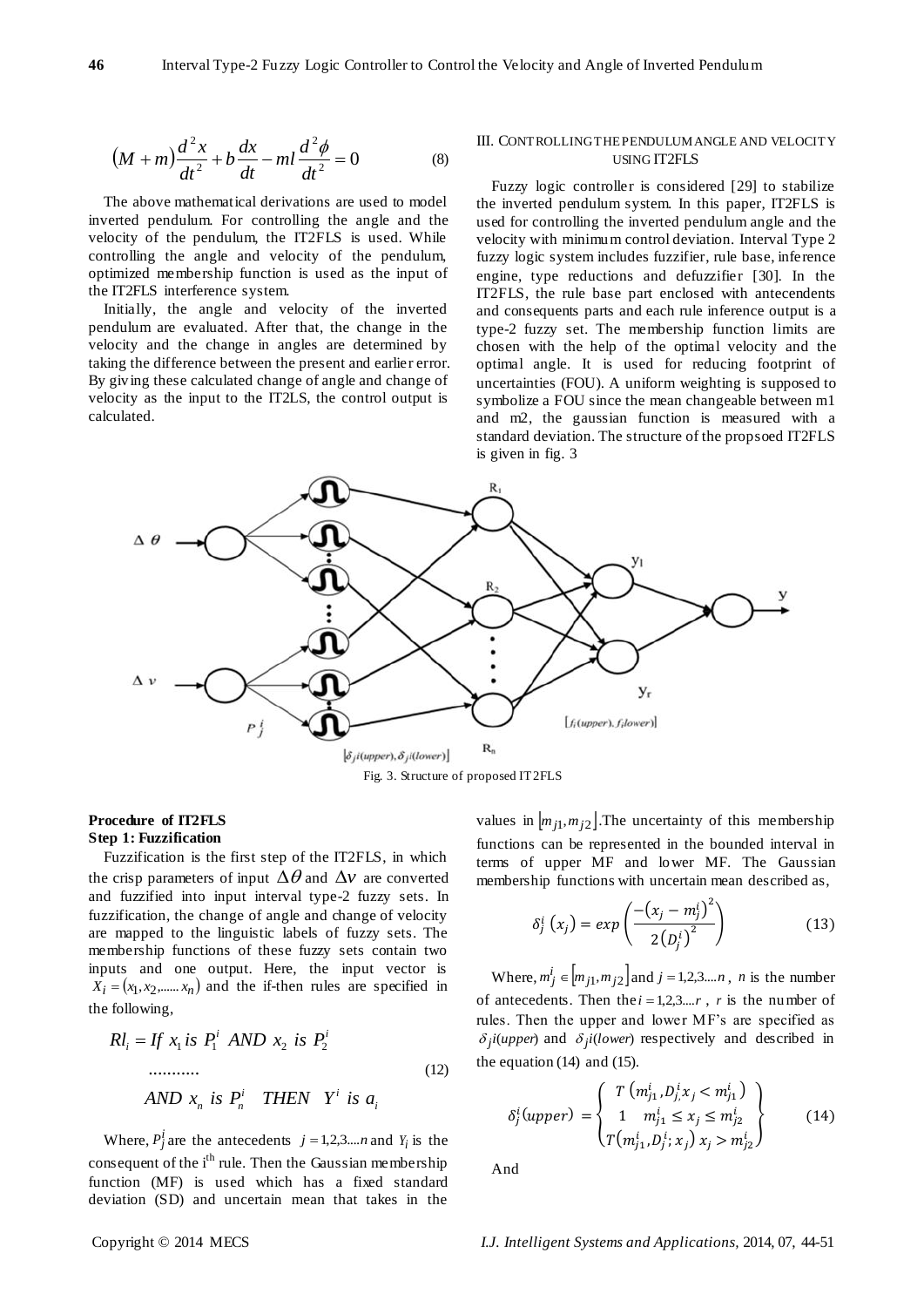$$\left(M+m\right)\frac{d^2x}{dt^2}+b\frac{dx}{dt}-ml\frac{d^2\phi}{dt^2}=0 \tag{8}$$

The above mathematical derivations are used to model inverted pendulum. For controlling the angle and the velocity of the pendulum, the IT2FLS is used. While controlling the angle and velocity of the pendulum, optimized membership function is used as the input of the IT2FLS interference system.

Initially, the angle and velocity of the inverted pendulum are evaluated. After that, the change in the velocity and the change in angles are determined by taking the difference between the present and earlier error. By giving these calculated change of angle and change of velocity as the input to the IT2LS, the control output is calculated.

## III. Controlling the Pendulum Angle and Velocity using IT2FLS

Fuzzy logic controller is considered [29] to stabilize the inverted pendulum system. In this paper, IT2FLS is used for controlling the inverted pendulum angle and the velocity with minimum control deviation. Interval Type 2 fuzzy logic system includes fuzzifier, rule base, inference engine, type reductions and defuzzifier [30]. In the IT2FLS, the rule base part enclosed with antecedents and consequents parts and each rule inference output is a type-2 fuzzy set. The membership function limits are chosen with the help of the optimal velocity and the optimal angle. It is used for reducing footprint of uncertainties (FOU). A uniform weighting is supposed to symbolize a FOU since the mean changeable between m1 and m2, the gaussian function is measured with a standard deviation. The structure of the propsoed IT2FLS is given in fig. 3

Fig. 3. Structure of proposed IT2FLS

**Procedure of IT2FLS**

**Step 1: Fuzzification**

Fuzzification is the first step of the IT2FLS, in which the crisp parameters of input $\Delta\theta$ and $\Delta v$ are converted and fuzzified into input interval type-2 fuzzy sets. In fuzzification, the change of angle and change of velocity are mapped to the linguistic labels of fuzzy sets. The membership functions of these fuzzy sets contain two inputs and one output. Here, the input vector is $X_i=(x_1,x_2,......x_n)$ and the if-then rules are specified in the following,

$$\begin{aligned} Rl_i &= If\ x_1\ is\ P_1^i\ AND\ x_2\ is\ P_2^i \\ &\quad ........... \\ &\quad AND\ x_n\ is\ P_n^i\quad THEN\quad Y^i\ is\ a_i \end{aligned} \tag{12}$$

Where, $P_j^i$ are the antecedents $j=1,2,3....n$ and $Y_i$ is the consequent of the i[th] rule. Then the Gaussian membership function (MF) is used which has a fixed standard deviation (SD) and uncertain mean that takes in the values in $[m_{j1},m_{j2}]$.The uncertainty of this membership functions can be represented in the bounded interval in terms of upper MF and lower MF. The Gaussian membership functions with uncertain mean described as,

$$\delta_j^i\left(x_j\right)=exp\left(\frac{-\left(x_j-m_j^i\right)^2}{2\left(D_j^i\right)^2}\right) \tag{13}$$

Where, $m_j^i\in[m_{j1},m_{j2}]$ and $j=1,2,3....n$, $n$ is the number of antecedents. Then the $i=1,2,3....r$, $r$ is the number of rules. Then the upper and lower MF's are specified as $\delta_j i(upper)$ and $\delta_j i(lower)$ respectively and described in the equation (14) and (15).

$$\delta_j^i(upper)=\left\{\begin{array}{c} T\left(m_{j1}^i,D_{j,}^i x_j<m_{j1}^i\right) \\ 1\quad m_{j1}^i\le x_j\le m_{j2}^i \\ T\left(m_{j1}^i,D_j^i;x_j\right)x_j>m_{j2}^i \end{array}\right\} \tag{14}$$

And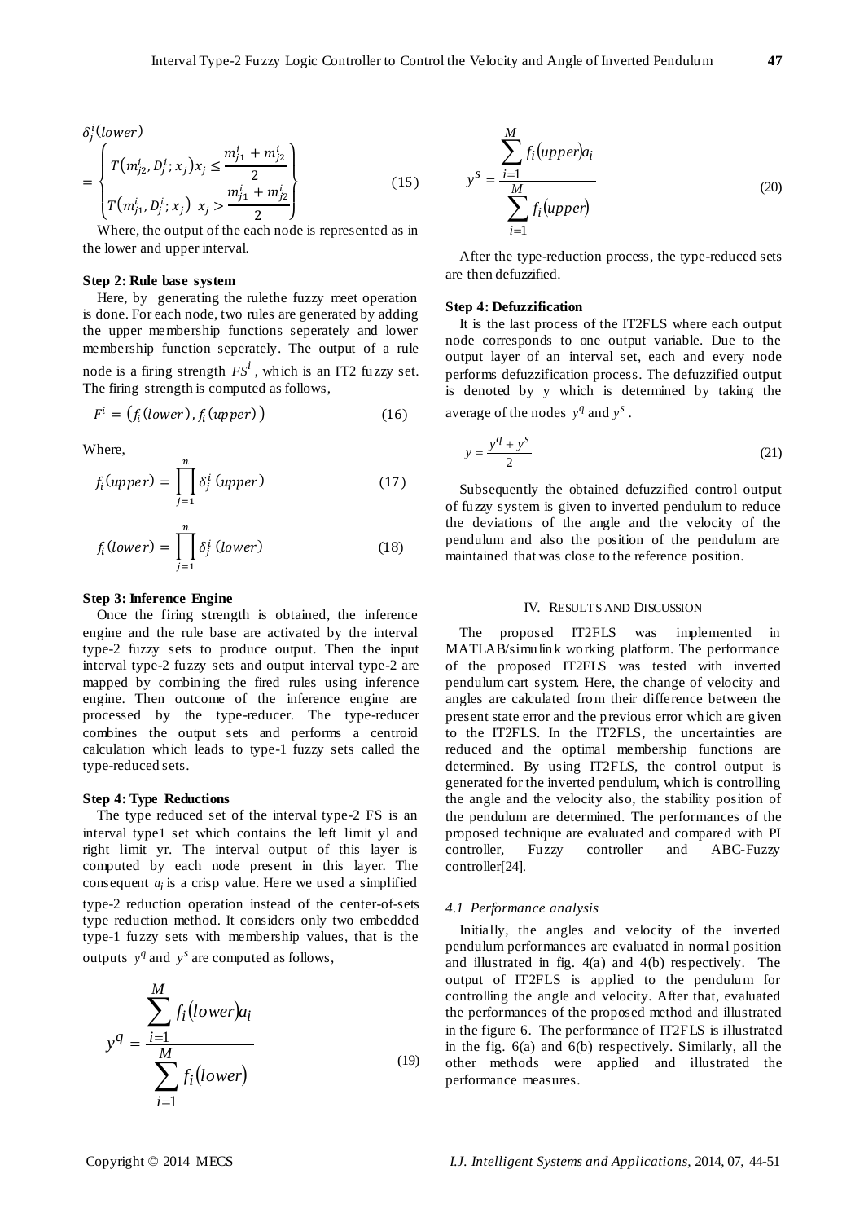$$
\delta_j^i(lower) = \begin{Bmatrix} T(m_{j2}^i, D_j^i; x_j) x_j \leq \dfrac{m_{j1}^i + m_{j2}^i}{2} \\ T(m_{j1}^i, D_j^i; x_j) \;\; x_j > \dfrac{m_{j1}^i + m_{j2}^i}{2} \end{Bmatrix} \tag{15}
$$

Where, the output of the each node is represented as in the lower and upper interval.

**Step 2: Rule base system**

Here, by generating the rulethe fuzzy meet operation is done. For each node, two rules are generated by adding the upper membership functions seperately and lower membership function seperately. The output of a rule node is a firing strength $FS^i$, which is an IT2 fuzzy set. The firing strength is computed as follows,

$$
F^i = \left(f_i(lower), f_i(upper)\right) \tag{16}
$$

Where,

$$
f_i(upper) = \prod_{j=1}^{n} \delta_j^i\,(upper) \tag{17}
$$

$$
f_i(lower) = \prod_{j=1}^{n} \delta_j^i\,(lower) \tag{18}
$$

**Step 3: Inference Engine**

Once the firing strength is obtained, the inference engine and the rule base are activated by the interval type-2 fuzzy sets to produce output. Then the input interval type-2 fuzzy sets and output interval type-2 are mapped by combining the fired rules using inference engine. Then outcome of the inference engine are processed by the type-reducer. The type-reducer combines the output sets and performs a centroid calculation which leads to type-1 fuzzy sets called the type-reduced sets.

**Step 4: Type Reductions**

The type reduced set of the interval type-2 FS is an interval type1 set which contains the left limit yl and right limit yr. The interval output of this layer is computed by each node present in this layer. The consequent $a_i$ is a crisp value. Here we used a simplified type-2 reduction operation instead of the center-of-sets type reduction method. It considers only two embedded type-1 fuzzy sets with membership values, that is the outputs $y^q$ and $y^s$ are computed as follows,

$$
y^q = \frac{\sum_{i=1}^{M} f_i(lower)a_i}{\sum_{i=1}^{M} f_i(lower)} \tag{19}
$$

$$
y^s = \frac{\sum_{i=1}^{M} f_i(upper)a_i}{\sum_{i=1}^{M} f_i(upper)} \tag{20}
$$

After the type-reduction process, the type-reduced sets are then defuzzified.

**Step 4: Defuzzification**

It is the last process of the IT2FLS where each output node corresponds to one output variable. Due to the output layer of an interval set, each and every node performs defuzzification process. The defuzzified output is denoted by y which is determined by taking the average of the nodes $y^q$ and $y^s$.

$$
y = \frac{y^q + y^s}{2} \tag{21}
$$

Subsequently the obtained defuzzified control output of fuzzy system is given to inverted pendulum to reduce the deviations of the angle and the velocity of the pendulum and also the position of the pendulum are maintained that was close to the reference position.

## IV. Results and Discussion

The proposed IT2FLS was implemented in MATLAB/simulink working platform. The performance of the proposed IT2FLS was tested with inverted pendulum cart system. Here, the change of velocity and angles are calculated from their difference between the present state error and the previous error which are given to the IT2FLS. In the IT2FLS, the uncertainties are reduced and the optimal membership functions are determined. By using IT2FLS, the control output is generated for the inverted pendulum, which is controlling the angle and the velocity also, the stability position of the pendulum are determined. The performances of the proposed technique are evaluated and compared with PI controller, Fuzzy controller and ABC-Fuzzy controller[24].

### *4.1 Performance analysis*

Initially, the angles and velocity of the inverted pendulum performances are evaluated in normal position and illustrated in fig. 4(a) and 4(b) respectively. The output of IT2FLS is applied to the pendulum for controlling the angle and velocity. After that, evaluated the performances of the proposed method and illustrated in the figure 6. The performance of IT2FLS is illustrated in the fig. 6(a) and 6(b) respectively. Similarly, all the other methods were applied and illustrated the performance measures.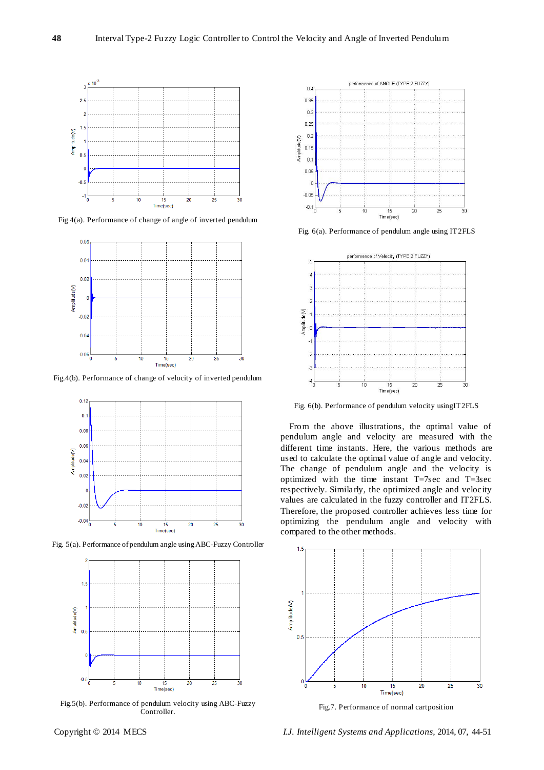Fig 4(a). Performance of change of angle of inverted pendulum

Fig.4(b). Performance of change of velocity of inverted pendulum

Fig. 5(a). Performance of pendulum angle using ABC-Fuzzy Controller

Fig.5(b). Performance of pendulum velocity using ABC-Fuzzy Controller.

Fig. 6(a). Performance of pendulum angle using IT2FLS

Fig. 6(b). Performance of pendulum velocity usingIT2FLS

From the above illustrations, the optimal value of pendulum angle and velocity are measured with the different time instants. Here, the various methods are used to calculate the optimal value of angle and velocity. The change of pendulum angle and the velocity is optimized with the time instant T=7sec and T=3sec respectively. Similarly, the optimized angle and velocity values are calculated in the fuzzy controller and IT2FLS. Therefore, the proposed controller achieves less time for optimizing the pendulum angle and velocity with compared to the other methods.

Fig.7. Performance of normal cartposition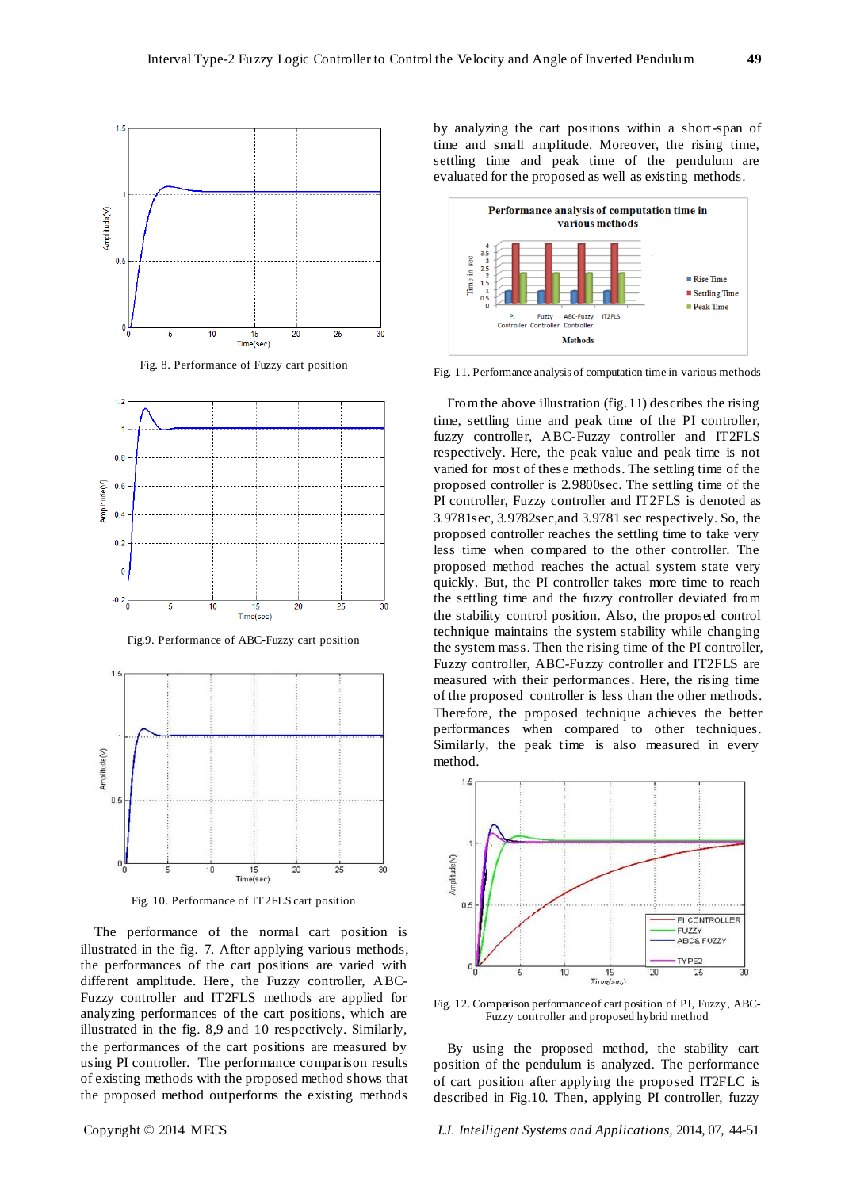Fig. 8. Performance of Fuzzy cart position

Fig.9. Performance of ABC-Fuzzy cart position

Fig. 10. Performance of IT2FLS cart position

The performance of the normal cart position is illustrated in the fig. 7. After applying various methods, the performances of the cart positions are varied with different amplitude. Here, the Fuzzy controller, ABC-Fuzzy controller and IT2FLS methods are applied for analyzing performances of the cart positions, which are illustrated in the fig. 8,9 and 10 respectively. Similarly, the performances of the cart positions are measured by using PI controller. The performance comparison results of existing methods with the proposed method shows that the proposed method outperforms the existing methods by analyzing the cart positions within a short-span of time and small amplitude. Moreover, the rising time, settling time and peak time of the pendulum are evaluated for the proposed as well as existing methods.

Fig. 11. Performance analysis of computation time in various methods

From the above illustration (fig.11) describes the rising time, settling time and peak time of the PI controller, fuzzy controller, ABC-Fuzzy controller and IT2FLS respectively. Here, the peak value and peak time is not varied for most of these methods. The settling time of the proposed controller is 2.9800sec. The settling time of the PI controller, Fuzzy controller and IT2FLS is denoted as 3.9781sec, 3.9782sec,and 3.9781 sec respectively. So, the proposed controller reaches the settling time to take very less time when compared to the other controller. The proposed method reaches the actual system state very quickly. But, the PI controller takes more time to reach the settling time and the fuzzy controller deviated from the stability control position. Also, the proposed control technique maintains the system stability while changing the system mass. Then the rising time of the PI controller, Fuzzy controller, ABC-Fuzzy controller and IT2FLS are measured with their performances. Here, the rising time of the proposed controller is less than the other methods. Therefore, the proposed technique achieves the better performances when compared to other techniques. Similarly, the peak time is also measured in every method.

Fig. 12. Comparison performance of cart position of PI, Fuzzy, ABC-Fuzzy controller and proposed hybrid method

By using the proposed method, the stability cart position of the pendulum is analyzed. The performance of cart position after applying the proposed IT2FLC is described in Fig.10. Then, applying PI controller, fuzzy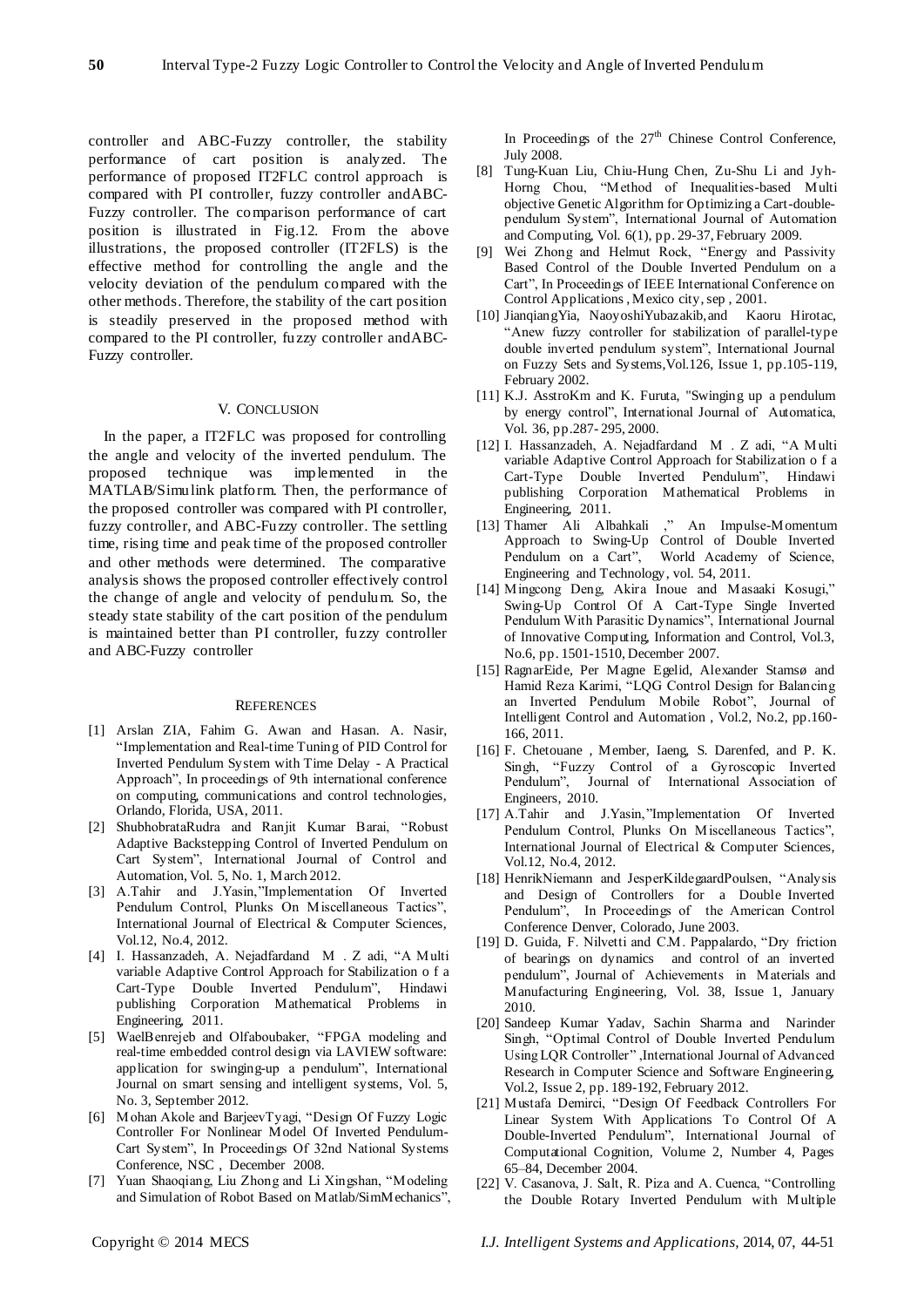controller and ABC-Fuzzy controller, the stability performance of cart position is analyzed. The performance of proposed IT2FLC control approach is compared with PI controller, fuzzy controller andABC-Fuzzy controller. The comparison performance of cart position is illustrated in Fig.12. From the above illustrations, the proposed controller (IT2FLS) is the effective method for controlling the angle and the velocity deviation of the pendulum compared with the other methods. Therefore, the stability of the cart position is steadily preserved in the proposed method with compared to the PI controller, fuzzy controller andABC-Fuzzy controller.

## V. CONCLUSION

In the paper, a IT2FLC was proposed for controlling the angle and velocity of the inverted pendulum. The proposed technique was implemented in the MATLAB/Simulink platform. Then, the performance of the proposed controller was compared with PI controller, fuzzy controller, and ABC-Fuzzy controller. The settling time, rising time and peak time of the proposed controller and other methods were determined. The comparative analysis shows the proposed controller effectively control the change of angle and velocity of pendulum. So, the steady state stability of the cart position of the pendulum is maintained better than PI controller, fuzzy controller and ABC-Fuzzy controller

## REFERENCES

[1] Arslan ZIA, Fahim G. Awan and Hasan. A. Nasir, "Implementation and Real-time Tuning of PID Control for Inverted Pendulum System with Time Delay - A Practical Approach", In proceedings of 9th international conference on computing, communications and control technologies, Orlando, Florida, USA, 2011.

[2] ShubhobrataRudra and Ranjit Kumar Barai, "Robust Adaptive Backstepping Control of Inverted Pendulum on Cart System", International Journal of Control and Automation, Vol. 5, No. 1, March 2012.

[3] A.Tahir and J.Yasin,"Implementation Of Inverted Pendulum Control, Plunks On Miscellaneous Tactics", International Journal of Electrical & Computer Sciences, Vol.12, No.4, 2012.

[4] I. Hassanzadeh, A. Nejadfardand M . Z adi, "A Multi variable Adaptive Control Approach for Stabilization o f a Cart-Type Double Inverted Pendulum", Hindawi publishing Corporation Mathematical Problems in Engineering, 2011.

[5] WaelBenrejeb and Olfaboubaker, "FPGA modeling and real-time embedded control design via LAVIEW software: application for swinging-up a pendulum", International Journal on smart sensing and intelligent systems, Vol. 5, No. 3, September 2012.

[6] Mohan Akole and BarjeevTyagi, "Design Of Fuzzy Logic Controller For Nonlinear Model Of Inverted Pendulum-Cart System", In Proceedings Of 32nd National Systems Conference, NSC , December 2008.

[7] Yuan Shaoqiang, Liu Zhong and Li Xingshan, "Modeling and Simulation of Robot Based on Matlab/SimMechanics", In Proceedings of the 27th Chinese Control Conference, July 2008.

[8] Tung-Kuan Liu, Chiu-Hung Chen, Zu-Shu Li and Jyh-Horng Chou, "Method of Inequalities-based Multi objective Genetic Algorithm for Optimizing a Cart-double-pendulum System", International Journal of Automation and Computing, Vol. 6(1), pp. 29-37, February 2009.

[9] Wei Zhong and Helmut Rock, "Energy and Passivity Based Control of the Double Inverted Pendulum on a Cart", In Proceedings of IEEE International Conference on Control Applications , Mexico city, sep , 2001.

[10] JianqiangYia, NaoyoshiYubazakib,and Kaoru Hirotac, "Anew fuzzy controller for stabilization of parallel-type double inverted pendulum system", International Journal on Fuzzy Sets and Systems,Vol.126, Issue 1, pp.105-119, February 2002.

[11] K.J. AsstroKm and K. Furuta, "Swinging up a pendulum by energy control", International Journal of Automatica, Vol. 36, pp.287- 295, 2000.

[12] I. Hassanzadeh, A. Nejadfardand M . Z adi, "A Multi variable Adaptive Control Approach for Stabilization o f a Cart-Type Double Inverted Pendulum", Hindawi publishing Corporation Mathematical Problems in Engineering, 2011.

[13] Thamer Ali Albahkali ," An Impulse-Momentum Approach to Swing-Up Control of Double Inverted Pendulum on a Cart", World Academy of Science, Engineering and Technology, vol. 54, 2011.

[14] Mingcong Deng, Akira Inoue and Masaaki Kosugi," Swing-Up Control Of A Cart-Type Single Inverted Pendulum With Parasitic Dynamics", International Journal of Innovative Computing, Information and Control, Vol.3, No.6, pp. 1501-1510, December 2007.

[15] RagnarEide, Per Magne Egelid, Alexander Stamsø and Hamid Reza Karimi, "LQG Control Design for Balancing an Inverted Pendulum Mobile Robot", Journal of Intelligent Control and Automation , Vol.2, No.2, pp.160-166, 2011.

[16] F. Chetouane , Member, Iaeng, S. Darenfed, and P. K. Singh, "Fuzzy Control of a Gyroscopic Inverted Pendulum", Journal of International Association of Engineers, 2010.

[17] A.Tahir and J.Yasin,"Implementation Of Inverted Pendulum Control, Plunks On Miscellaneous Tactics", International Journal of Electrical & Computer Sciences, Vol.12, No.4, 2012.

[18] HenrikNiemann and JesperKildegaardPoulsen, "Analysis and Design of Controllers for a Double Inverted Pendulum", In Proceedings of the American Control Conference Denver, Colorado, June 2003.

[19] D. Guida, F. Nilvetti and C.M. Pappalardo, "Dry friction of bearings on dynamics and control of an inverted pendulum", Journal of Achievements in Materials and Manufacturing Engineering, Vol. 38, Issue 1, January 2010.

[20] Sandeep Kumar Yadav, Sachin Sharma and Narinder Singh, "Optimal Control of Double Inverted Pendulum Using LQR Controller" ,International Journal of Advanced Research in Computer Science and Software Engineering, Vol.2, Issue 2, pp. 189-192, February 2012.

[21] Mustafa Demirci, "Design Of Feedback Controllers For Linear System With Applications To Control Of A Double-Inverted Pendulum", International Journal of Computational Cognition, Volume 2, Number 4, Pages 65–84, December 2004.

[22] V. Casanova, J. Salt, R. Piza and A. Cuenca, "Controlling the Double Rotary Inverted Pendulum with Multiple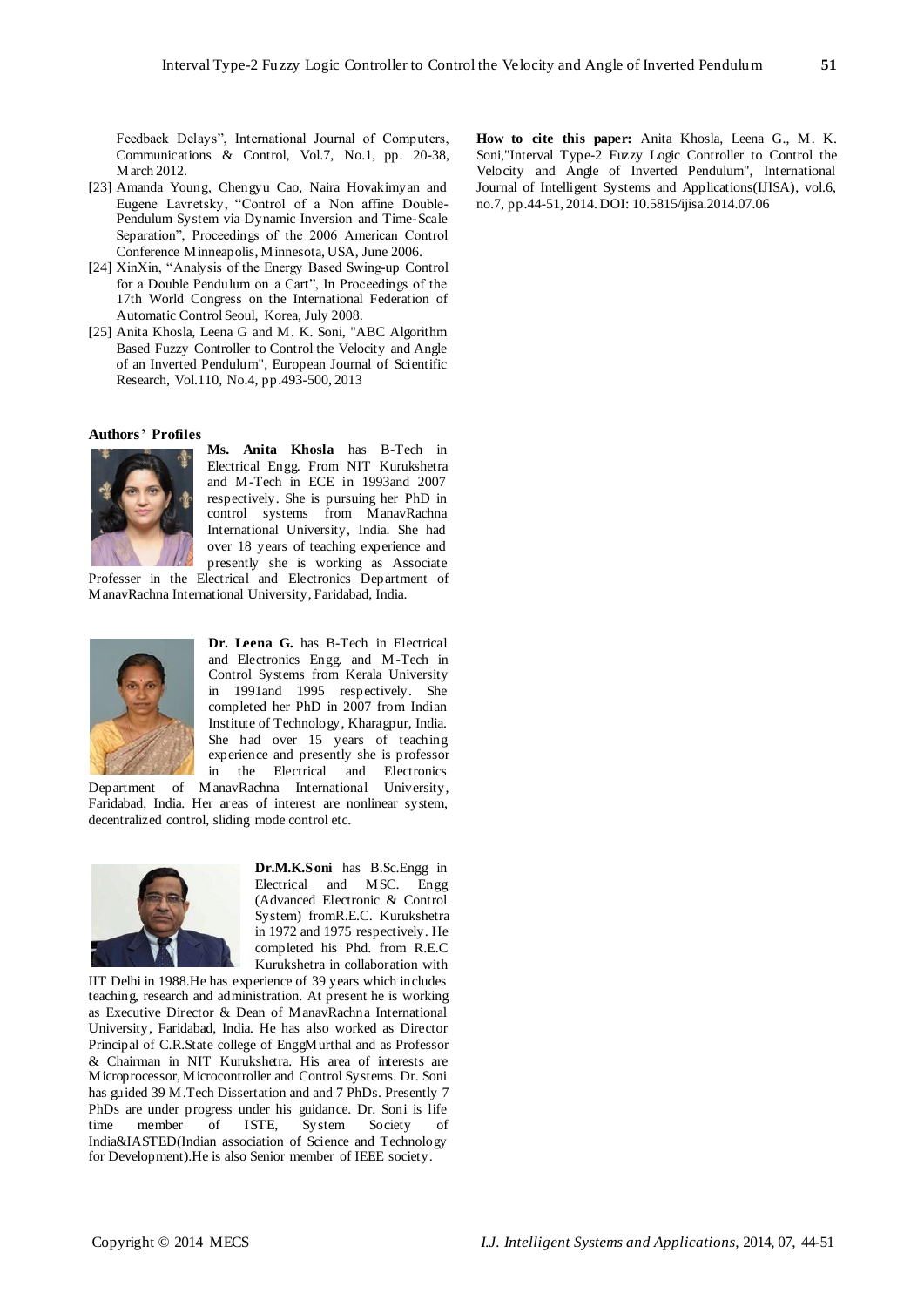Feedback Delays", International Journal of Computers, Communications & Control, Vol.7, No.1, pp. 20-38, March 2012.

[23] Amanda Young, Chengyu Cao, Naira Hovakimyan and Eugene Lavretsky, "Control of a Non affine Double-Pendulum System via Dynamic Inversion and Time-Scale Separation", Proceedings of the 2006 American Control Conference Minneapolis, Minnesota, USA, June 2006.

[24] XinXin, "Analysis of the Energy Based Swing-up Control for a Double Pendulum on a Cart", In Proceedings of the 17th World Congress on the International Federation of Automatic Control Seoul, Korea, July 2008.

[25] Anita Khosla, Leena G and M. K. Soni, "ABC Algorithm Based Fuzzy Controller to Control the Velocity and Angle of an Inverted Pendulum", European Journal of Scientific Research, Vol.110, No.4, pp.493-500, 2013

### Authors' Profiles

**Ms. Anita Khosla** has B-Tech in Electrical Engg. From NIT Kurukshetra and M-Tech in ECE in 1993and 2007 respectively. She is pursuing her PhD in control systems from ManavRachna International University, India. She had over 18 years of teaching experience and presently she is working as Associate Professer in the Electrical and Electronics Department of ManavRachna International University, Faridabad, India.

**Dr. Leena G.** has B-Tech in Electrical and Electronics Engg. and M-Tech in Control Systems from Kerala University in 1991and 1995 respectively. She completed her PhD in 2007 from Indian Institute of Technology, Kharagpur, India. She had over 15 years of teaching experience and presently she is professor in the Electrical and Electronics Department of ManavRachna International University, Faridabad, India. Her areas of interest are nonlinear system, decentralized control, sliding mode control etc.

**Dr.M.K.Soni** has B.Sc.Engg in Electrical and MSC. Engg (Advanced Electronic & Control System) fromR.E.C. Kurukshetra in 1972 and 1975 respectively. He completed his Phd. from R.E.C Kurukshetra in collaboration with IIT Delhi in 1988.He has experience of 39 years which includes teaching, research and administration. At present he is working as Executive Director & Dean of ManavRachna International University, Faridabad, India. He has also worked as Director Principal of C.R.State college of EnggMurthal and as Professor & Chairman in NIT Kurukshetra. His area of interests are Microprocessor, Microcontroller and Control Systems. Dr. Soni has guided 39 M.Tech Dissertation and and 7 PhDs. Presently 7 PhDs are under progress under his guidance. Dr. Soni is life time member of ISTE, System Society of India&IASTED(Indian association of Science and Technology for Development).He is also Senior member of IEEE society.

**How to cite this paper:** Anita Khosla, Leena G., M. K. Soni,"Interval Type-2 Fuzzy Logic Controller to Control the Velocity and Angle of Inverted Pendulum", International Journal of Intelligent Systems and Applications(IJISA), vol.6, no.7, pp.44-51, 2014. DOI: 10.5815/ijisa.2014.07.06